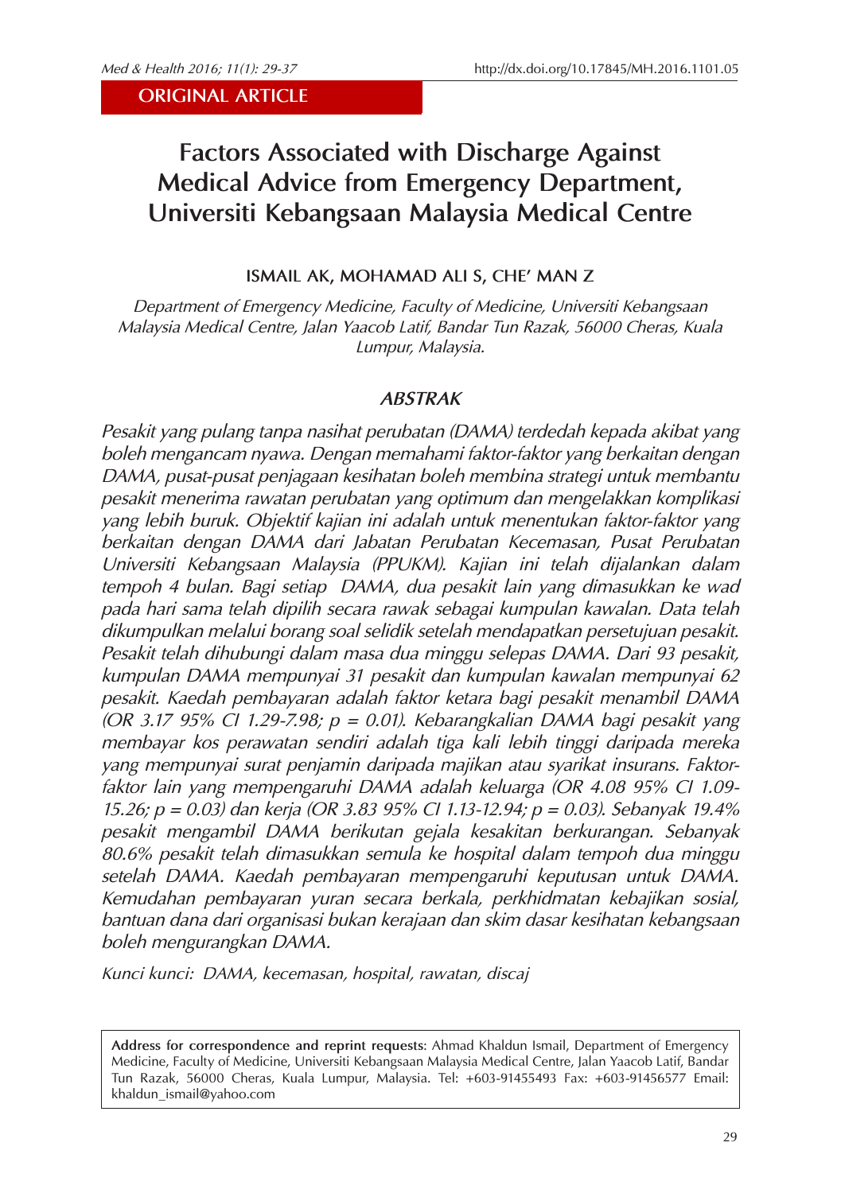ORIGINAL ARTICLE

# Factors Associated with Discharge Against Medical Advice from Emergency Department, Universiti Kebangsaan Malaysia Medical Centre

**ISMAIL AK, MOHAMAD ALI S, CHE' MAN Z**

*Department of Emergency Medicine, Faculty of Medicine, Universiti Kebangsaan Malaysia Medical Centre, Jalan Yaacob Latif, Bandar Tun Razak, 56000 Cheras, Kuala Lumpur, Malaysia.*

## ABSTRAK

*Pesakit yang pulang tanpa nasihat perubatan (DAMA) terdedah kepada akibat yang boleh mengancam nyawa. Dengan memahami faktor-faktor yang berkaitan dengan DAMA, pusat-pusat penjagaan kesihatan boleh membina strategi untuk membantu pesakit menerima rawatan perubatan yang optimum dan mengelakkan komplikasi yang lebih buruk. Objektif kajian ini adalah untuk menentukan faktor-faktor yang berkaitan dengan DAMA dari Jabatan Perubatan Kecemasan, Pusat Perubatan Universiti Kebangsaan Malaysia (PPUKM). Kajian ini telah dijalankan dalam tempoh 4 bulan. Bagi setiap DAMA, dua pesakit lain yang dimasukkan ke wad pada hari sama telah dipilih secara rawak sebagai kumpulan kawalan. Data telah dikumpulkan melalui borang soal selidik setelah mendapatkan persetujuan pesakit. Pesakit telah dihubungi dalam masa dua minggu selepas DAMA. Dari 93 pesakit, kumpulan DAMA mempunyai 31 pesakit dan kumpulan kawalan mempunyai 62 pesakit. Kaedah pembayaran adalah faktor ketara bagi pesakit menambil DAMA (OR 3.17 95% CI 1.29-7.98; $p = 0.01$). Kebarangkalian DAMA bagi pesakit yang membayar kos perawatan sendiri adalah tiga kali lebih tinggi daripada mereka yang mempunyai surat penjamin daripada majikan atau syarikat insurans. Faktor-faktor lain yang mempengaruhi DAMA adalah keluarga (OR 4.08 95% CI 1.09-15.26; $p = 0.03$) dan kerja (OR 3.83 95% CI 1.13-12.94; $p = 0.03$). Sebanyak 19.4% pesakit mengambil DAMA berikutan gejala kesakitan berkurangan. Sebanyak 80.6% pesakit telah dimasukkan semula ke hospital dalam tempoh dua minggu setelah DAMA. Kaedah pembayaran mempengaruhi keputusan untuk DAMA. Kemudahan pembayaran yuran secara berkala, perkhidmatan kebajikan sosial, bantuan dana dari organisasi bukan kerajaan dan skim dasar kesihatan kebangsaan boleh mengurangkan DAMA.*

*Kunci kunci: DAMA, kecemasan, hospital, rawatan, discaj*

**Address for correspondence and reprint requests**: Ahmad Khaldun Ismail, Department of Emergency Medicine, Faculty of Medicine, Universiti Kebangsaan Malaysia Medical Centre, Jalan Yaacob Latif, Bandar Tun Razak, 56000 Cheras, Kuala Lumpur, Malaysia. Tel: +603-91455493 Fax: +603-91456577 Email: khaldun_ismail@yahoo.com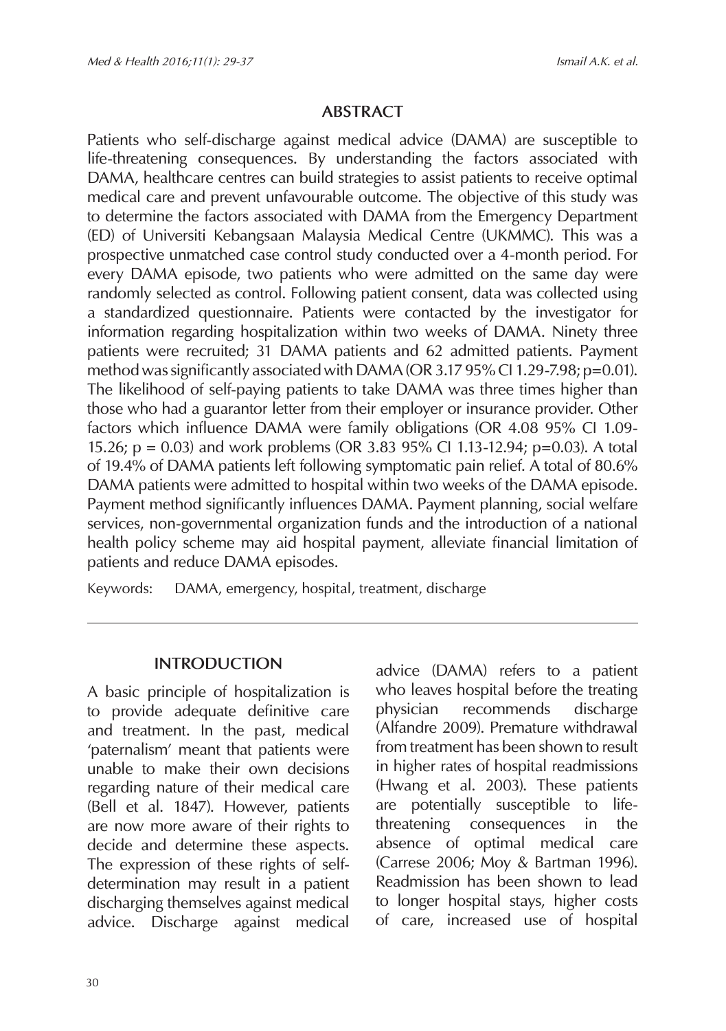## ABSTRACT

Patients who self-discharge against medical advice (DAMA) are susceptible to life-threatening consequences. By understanding the factors associated with DAMA, healthcare centres can build strategies to assist patients to receive optimal medical care and prevent unfavourable outcome. The objective of this study was to determine the factors associated with DAMA from the Emergency Department (ED) of Universiti Kebangsaan Malaysia Medical Centre (UKMMC). This was a prospective unmatched case control study conducted over a 4-month period. For every DAMA episode, two patients who were admitted on the same day were randomly selected as control. Following patient consent, data was collected using a standardized questionnaire. Patients were contacted by the investigator for information regarding hospitalization within two weeks of DAMA. Ninety three patients were recruited; 31 DAMA patients and 62 admitted patients. Payment method was significantly associated with DAMA (OR 3.17 95% CI 1.29-7.98; p=0.01). The likelihood of self-paying patients to take DAMA was three times higher than those who had a guarantor letter from their employer or insurance provider. Other factors which influence DAMA were family obligations (OR 4.08 95% CI 1.09-15.26; p = 0.03) and work problems (OR 3.83 95% CI 1.13-12.94; p=0.03). A total of 19.4% of DAMA patients left following symptomatic pain relief. A total of 80.6% DAMA patients were admitted to hospital within two weeks of the DAMA episode. Payment method significantly influences DAMA. Payment planning, social welfare services, non-governmental organization funds and the introduction of a national health policy scheme may aid hospital payment, alleviate financial limitation of patients and reduce DAMA episodes.

Keywords: DAMA, emergency, hospital, treatment, discharge

## INTRODUCTION

A basic principle of hospitalization is to provide adequate definitive care and treatment. In the past, medical 'paternalism' meant that patients were unable to make their own decisions regarding nature of their medical care (Bell et al. 1847). However, patients are now more aware of their rights to decide and determine these aspects. The expression of these rights of self-determination may result in a patient discharging themselves against medical advice. Discharge against medical advice (DAMA) refers to a patient who leaves hospital before the treating physician recommends discharge (Alfandre 2009). Premature withdrawal from treatment has been shown to result in higher rates of hospital readmissions (Hwang et al. 2003). These patients are potentially susceptible to life-threatening consequences in the absence of optimal medical care (Carrese 2006; Moy & Bartman 1996). Readmission has been shown to lead to longer hospital stays, higher costs of care, increased use of hospital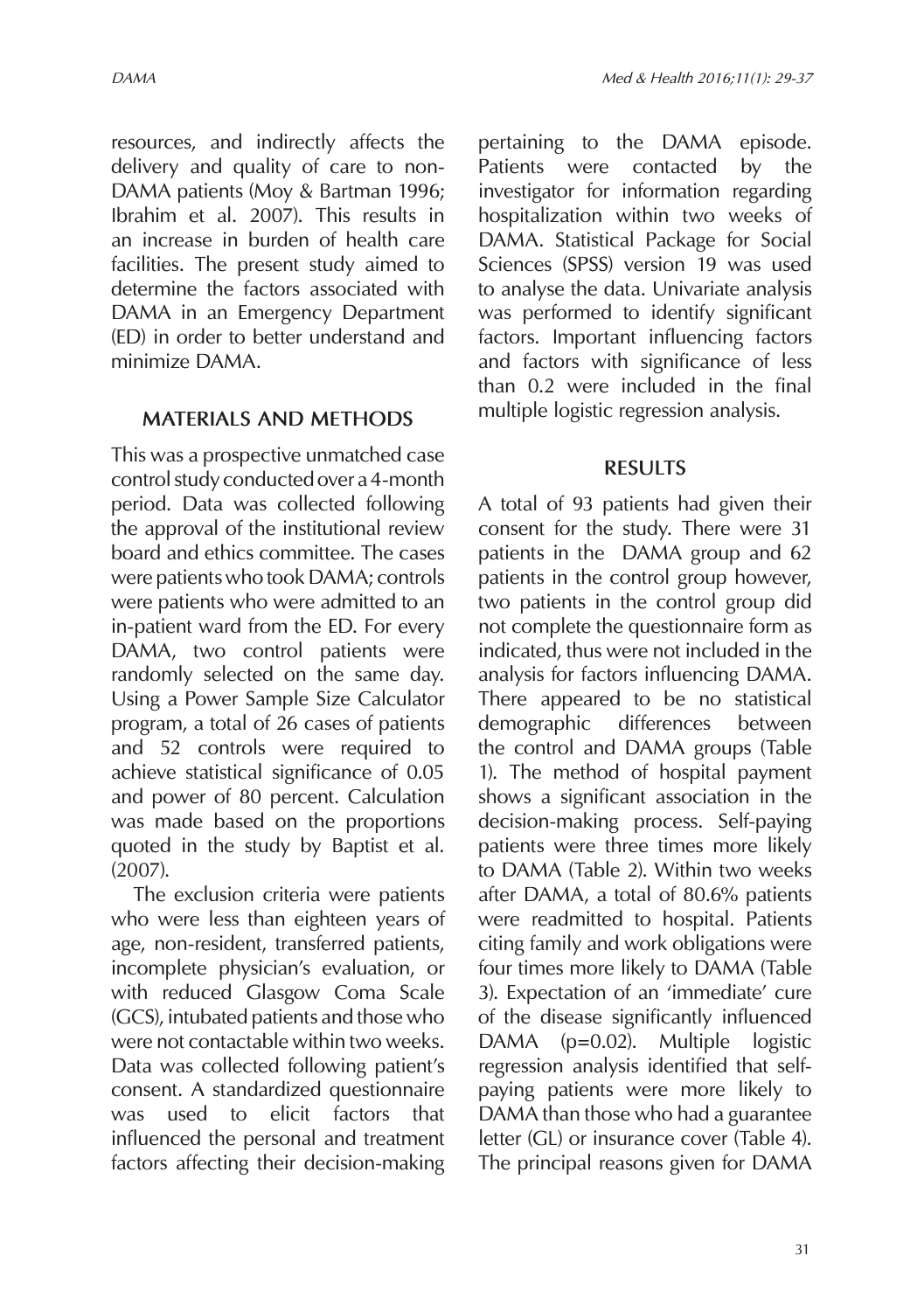resources, and indirectly affects the delivery and quality of care to non-DAMA patients (Moy & Bartman 1996; Ibrahim et al. 2007). This results in an increase in burden of health care facilities. The present study aimed to determine the factors associated with DAMA in an Emergency Department (ED) in order to better understand and minimize DAMA.

## MATERIALS AND METHODS

This was a prospective unmatched case control study conducted over a 4-month period. Data was collected following the approval of the institutional review board and ethics committee. The cases were patients who took DAMA; controls were patients who were admitted to an in-patient ward from the ED. For every DAMA, two control patients were randomly selected on the same day. Using a Power Sample Size Calculator program, a total of 26 cases of patients and 52 controls were required to achieve statistical significance of 0.05 and power of 80 percent. Calculation was made based on the proportions quoted in the study by Baptist et al. (2007).

The exclusion criteria were patients who were less than eighteen years of age, non-resident, transferred patients, incomplete physician's evaluation, or with reduced Glasgow Coma Scale (GCS), intubated patients and those who were not contactable within two weeks. Data was collected following patient's consent. A standardized questionnaire was used to elicit factors that influenced the personal and treatment factors affecting their decision-making pertaining to the DAMA episode. Patients were contacted by the investigator for information regarding hospitalization within two weeks of DAMA. Statistical Package for Social Sciences (SPSS) version 19 was used to analyse the data. Univariate analysis was performed to identify significant factors. Important influencing factors and factors with significance of less than 0.2 were included in the final multiple logistic regression analysis.

## RESULTS

A total of 93 patients had given their consent for the study. There were 31 patients in the DAMA group and 62 patients in the control group however, two patients in the control group did not complete the questionnaire form as indicated, thus were not included in the analysis for factors influencing DAMA. There appeared to be no statistical demographic differences between the control and DAMA groups (Table 1). The method of hospital payment shows a significant association in the decision-making process. Self-paying patients were three times more likely to DAMA (Table 2). Within two weeks after DAMA, a total of 80.6% patients were readmitted to hospital. Patients citing family and work obligations were four times more likely to DAMA (Table 3). Expectation of an 'immediate' cure of the disease significantly influenced DAMA ($p=0.02$). Multiple logistic regression analysis identified that self-paying patients were more likely to DAMA than those who had a guarantee letter (GL) or insurance cover (Table 4). The principal reasons given for DAMA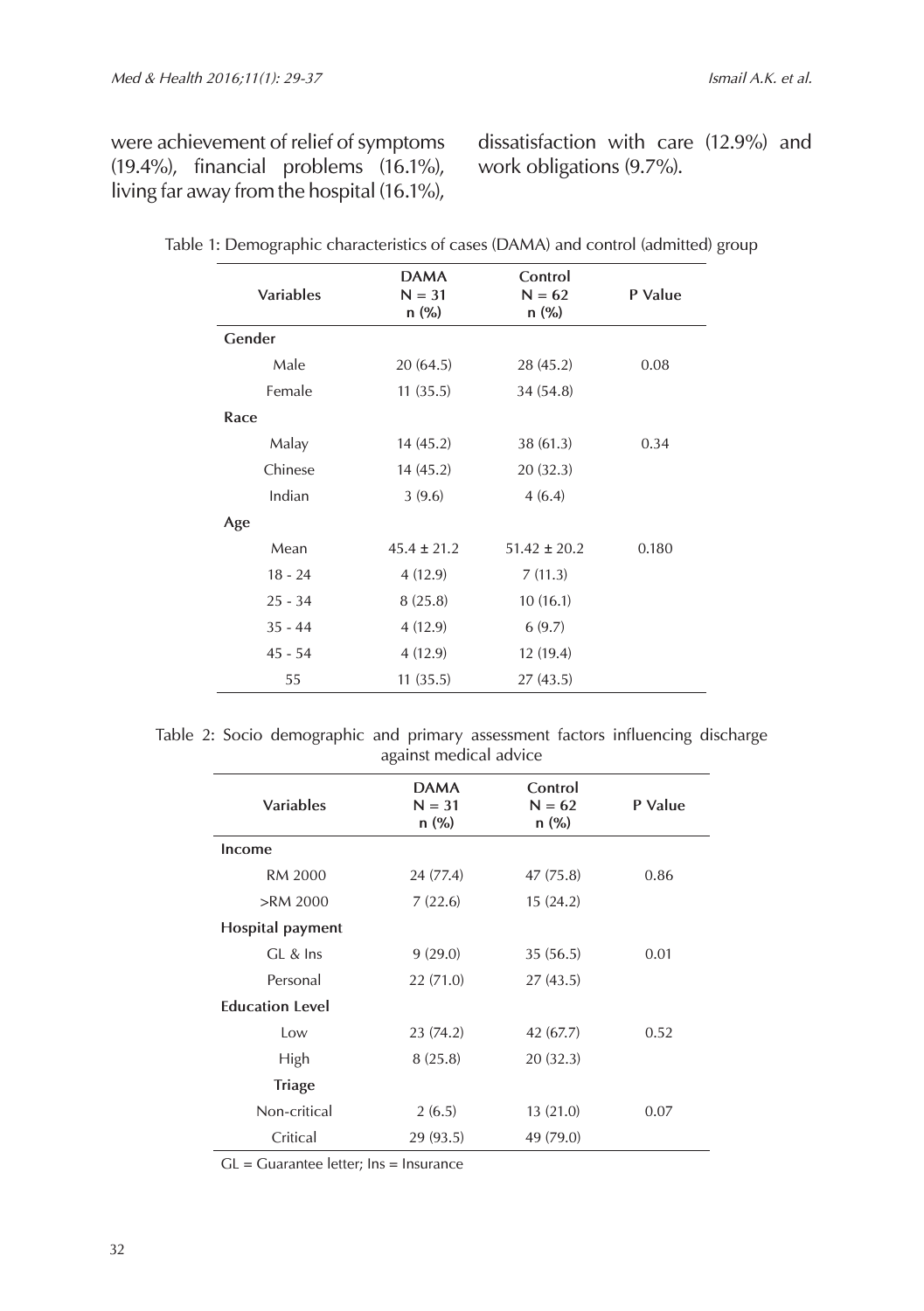were achievement of relief of symptoms (19.4%), financial problems (16.1%), living far away from the hospital (16.1%), dissatisfaction with care (12.9%) and work obligations (9.7%).

Table 1: Demographic characteristics of cases (DAMA) and control (admitted) group

| Variables | DAMA N = 31 n (%) | Control N = 62 n (%) | P Value |
|---|---|---|---|
| **Gender** | | | |
| Male | 20 (64.5) | 28 (45.2) | 0.08 |
| Female | 11 (35.5) | 34 (54.8) | |
| **Race** | | | |
| Malay | 14 (45.2) | 38 (61.3) | 0.34 |
| Chinese | 14 (45.2) | 20 (32.3) | |
| Indian | 3 (9.6) | 4 (6.4) | |
| **Age** | | | |
| Mean | 45.4 ± 21.2 | 51.42 ± 20.2 | 0.180 |
| 18 - 24 | 4 (12.9) | 7 (11.3) | |
| 25 - 34 | 8 (25.8) | 10 (16.1) | |
| 35 - 44 | 4 (12.9) | 6 (9.7) | |
| 45 - 54 | 4 (12.9) | 12 (19.4) | |
| 55 | 11 (35.5) | 27 (43.5) | |

Table 2: Socio demographic and primary assessment factors influencing discharge against medical advice

| Variables | DAMA N = 31 n (%) | Control N = 62 n (%) | P Value |
|---|---|---|---|
| **Income** | | | |
| RM 2000 | 24 (77.4) | 47 (75.8) | 0.86 |
| >RM 2000 | 7 (22.6) | 15 (24.2) | |
| **Hospital payment** | | | |
| GL & Ins | 9 (29.0) | 35 (56.5) | 0.01 |
| Personal | 22 (71.0) | 27 (43.5) | |
| **Education Level** | | | |
| Low | 23 (74.2) | 42 (67.7) | 0.52 |
| High | 8 (25.8) | 20 (32.3) | |
| **Triage** | | | |
| Non-critical | 2 (6.5) | 13 (21.0) | 0.07 |
| Critical | 29 (93.5) | 49 (79.0) | |

GL = Guarantee letter; Ins = Insurance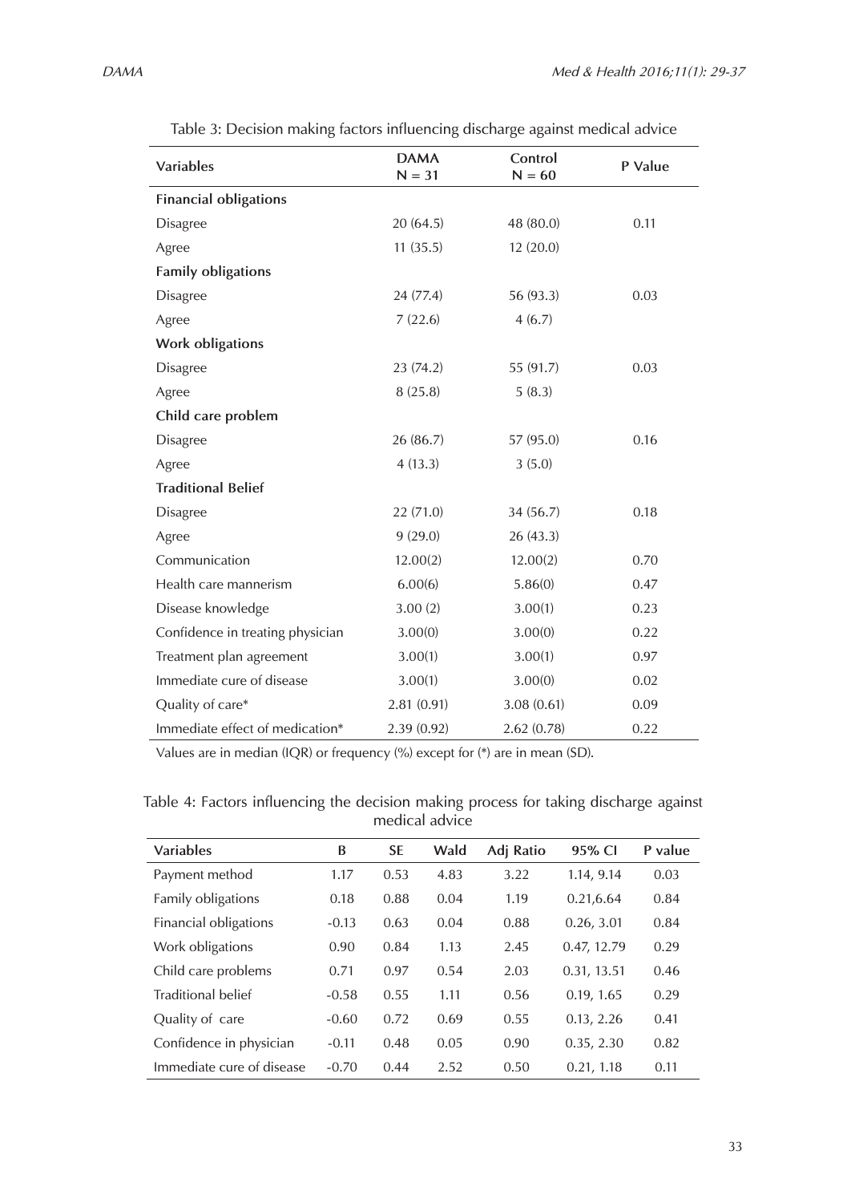Table 3: Decision making factors influencing discharge against medical advice

| Variables | DAMA N = 31 | Control N = 60 | P Value |
|---|---|---|---|
| **Financial obligations** | | | |
| Disagree | 20 (64.5) | 48 (80.0) | 0.11 |
| Agree | 11 (35.5) | 12 (20.0) | |
| **Family obligations** | | | |
| Disagree | 24 (77.4) | 56 (93.3) | 0.03 |
| Agree | 7 (22.6) | 4 (6.7) | |
| **Work obligations** | | | |
| Disagree | 23 (74.2) | 55 (91.7) | 0.03 |
| Agree | 8 (25.8) | 5 (8.3) | |
| **Child care problem** | | | |
| Disagree | 26 (86.7) | 57 (95.0) | 0.16 |
| Agree | 4 (13.3) | 3 (5.0) | |
| **Traditional Belief** | | | |
| Disagree | 22 (71.0) | 34 (56.7) | 0.18 |
| Agree | 9 (29.0) | 26 (43.3) | |
| Communication | 12.00(2) | 12.00(2) | 0.70 |
| Health care mannerism | 6.00(6) | 5.86(0) | 0.47 |
| Disease knowledge | 3.00 (2) | 3.00(1) | 0.23 |
| Confidence in treating physician | 3.00(0) | 3.00(0) | 0.22 |
| Treatment plan agreement | 3.00(1) | 3.00(1) | 0.97 |
| Immediate cure of disease | 3.00(1) | 3.00(0) | 0.02 |
| Quality of care* | 2.81 (0.91) | 3.08 (0.61) | 0.09 |
| Immediate effect of medication* | 2.39 (0.92) | 2.62 (0.78) | 0.22 |

Values are in median (IQR) or frequency (%) except for (*) are in mean (SD).

Table 4: Factors influencing the decision making process for taking discharge against medical advice

| Variables | B | SE | Wald | Adj Ratio | 95% CI | P value |
|---|---|---|---|---|---|---|
| Payment method | 1.17 | 0.53 | 4.83 | 3.22 | 1.14, 9.14 | 0.03 |
| Family obligations | 0.18 | 0.88 | 0.04 | 1.19 | 0.21,6.64 | 0.84 |
| Financial obligations | -0.13 | 0.63 | 0.04 | 0.88 | 0.26, 3.01 | 0.84 |
| Work obligations | 0.90 | 0.84 | 1.13 | 2.45 | 0.47, 12.79 | 0.29 |
| Child care problems | 0.71 | 0.97 | 0.54 | 2.03 | 0.31, 13.51 | 0.46 |
| Traditional belief | -0.58 | 0.55 | 1.11 | 0.56 | 0.19, 1.65 | 0.29 |
| Quality of care | -0.60 | 0.72 | 0.69 | 0.55 | 0.13, 2.26 | 0.41 |
| Confidence in physician | -0.11 | 0.48 | 0.05 | 0.90 | 0.35, 2.30 | 0.82 |
| Immediate cure of disease | -0.70 | 0.44 | 2.52 | 0.50 | 0.21, 1.18 | 0.11 |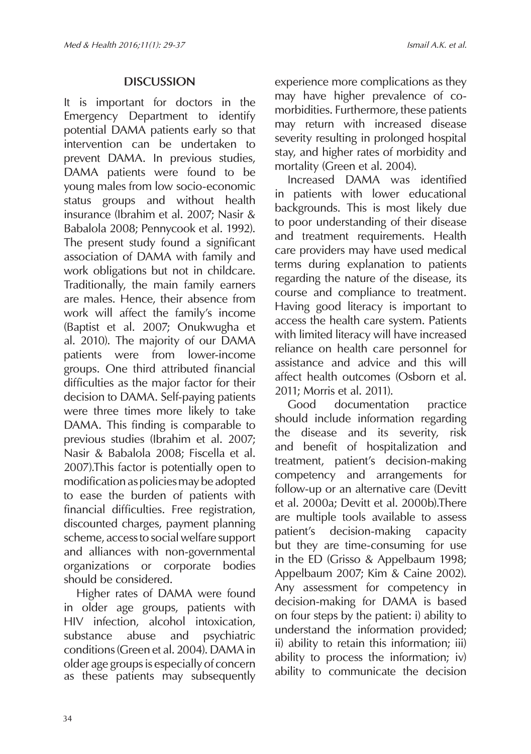## DISCUSSION

It is important for doctors in the Emergency Department to identify potential DAMA patients early so that intervention can be undertaken to prevent DAMA. In previous studies, DAMA patients were found to be young males from low socio-economic status groups and without health insurance (Ibrahim et al. 2007; Nasir & Babalola 2008; Pennycook et al. 1992). The present study found a significant association of DAMA with family and work obligations but not in childcare. Traditionally, the main family earners are males. Hence, their absence from work will affect the family's income (Baptist et al. 2007; Onukwugha et al. 2010). The majority of our DAMA patients were from lower-income groups. One third attributed financial difficulties as the major factor for their decision to DAMA. Self-paying patients were three times more likely to take DAMA. This finding is comparable to previous studies (Ibrahim et al. 2007; Nasir & Babalola 2008; Fiscella et al. 2007).This factor is potentially open to modification as policies may be adopted to ease the burden of patients with financial difficulties. Free registration, discounted charges, payment planning scheme, access to social welfare support and alliances with non-governmental organizations or corporate bodies should be considered.

Higher rates of DAMA were found in older age groups, patients with HIV infection, alcohol intoxication, substance abuse and psychiatric conditions (Green et al. 2004). DAMA in older age groups is especially of concern as these patients may subsequently experience more complications as they may have higher prevalence of co-morbidities. Furthermore, these patients may return with increased disease severity resulting in prolonged hospital stay, and higher rates of morbidity and mortality (Green et al. 2004).

Increased DAMA was identified in patients with lower educational backgrounds. This is most likely due to poor understanding of their disease and treatment requirements. Health care providers may have used medical terms during explanation to patients regarding the nature of the disease, its course and compliance to treatment. Having good literacy is important to access the health care system. Patients with limited literacy will have increased reliance on health care personnel for assistance and advice and this will affect health outcomes (Osborn et al. 2011; Morris et al. 2011).

Good documentation practice should include information regarding the disease and its severity, risk and benefit of hospitalization and treatment, patient's decision-making competency and arrangements for follow-up or an alternative care (Devitt et al. 2000a; Devitt et al. 2000b).There are multiple tools available to assess patient's decision-making capacity but they are time-consuming for use in the ED (Grisso & Appelbaum 1998; Appelbaum 2007; Kim & Caine 2002). Any assessment for competency in decision-making for DAMA is based on four steps by the patient: i) ability to understand the information provided; ii) ability to retain this information; iii) ability to process the information; iv) ability to communicate the decision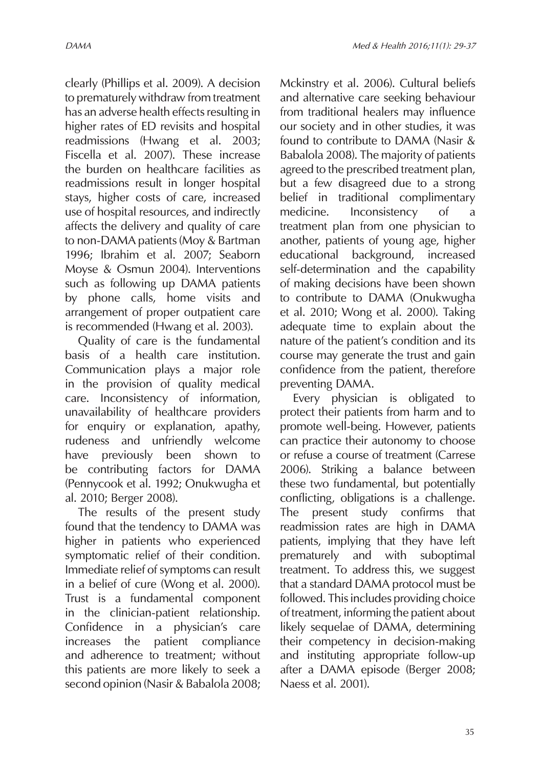clearly (Phillips et al. 2009). A decision to prematurely withdraw from treatment has an adverse health effects resulting in higher rates of ED revisits and hospital readmissions (Hwang et al. 2003; Fiscella et al. 2007). These increase the burden on healthcare facilities as readmissions result in longer hospital stays, higher costs of care, increased use of hospital resources, and indirectly affects the delivery and quality of care to non-DAMA patients (Moy & Bartman 1996; Ibrahim et al. 2007; Seaborn Moyse & Osmun 2004). Interventions such as following up DAMA patients by phone calls, home visits and arrangement of proper outpatient care is recommended (Hwang et al. 2003).

Quality of care is the fundamental basis of a health care institution. Communication plays a major role in the provision of quality medical care. Inconsistency of information, unavailability of healthcare providers for enquiry or explanation, apathy, rudeness and unfriendly welcome have previously been shown to be contributing factors for DAMA (Pennycook et al. 1992; Onukwugha et al. 2010; Berger 2008).

The results of the present study found that the tendency to DAMA was higher in patients who experienced symptomatic relief of their condition. Immediate relief of symptoms can result in a belief of cure (Wong et al. 2000). Trust is a fundamental component in the clinician-patient relationship. Confidence in a physician's care increases the patient compliance and adherence to treatment; without this patients are more likely to seek a second opinion (Nasir & Babalola 2008; Mckinstry et al. 2006). Cultural beliefs and alternative care seeking behaviour from traditional healers may influence our society and in other studies, it was found to contribute to DAMA (Nasir & Babalola 2008). The majority of patients agreed to the prescribed treatment plan, but a few disagreed due to a strong belief in traditional complimentary medicine. Inconsistency of a treatment plan from one physician to another, patients of young age, higher educational background, increased self-determination and the capability of making decisions have been shown to contribute to DAMA (Onukwugha et al. 2010; Wong et al. 2000). Taking adequate time to explain about the nature of the patient's condition and its course may generate the trust and gain confidence from the patient, therefore preventing DAMA.

Every physician is obligated to protect their patients from harm and to promote well-being. However, patients can practice their autonomy to choose or refuse a course of treatment (Carrese 2006). Striking a balance between these two fundamental, but potentially conflicting, obligations is a challenge. The present study confirms that readmission rates are high in DAMA patients, implying that they have left prematurely and with suboptimal treatment. To address this, we suggest that a standard DAMA protocol must be followed. This includes providing choice of treatment, informing the patient about likely sequelae of DAMA, determining their competency in decision-making and instituting appropriate follow-up after a DAMA episode (Berger 2008; Naess et al. 2001).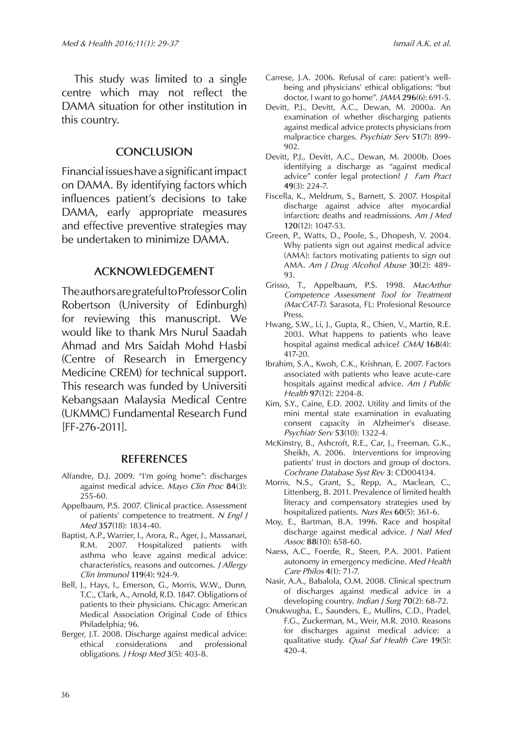This study was limited to a single centre which may not reflect the DAMA situation for other institution in this country.

## CONCLUSION

Financial issues have a significant impact on DAMA. By identifying factors which influences patient's decisions to take DAMA, early appropriate measures and effective preventive strategies may be undertaken to minimize DAMA.

## ACKNOWLEDGEMENT

The authors are grateful to Professor Colin Robertson (University of Edinburgh) for reviewing this manuscript. We would like to thank Mrs Nurul Saadah Ahmad and Mrs Saidah Mohd Hasbi (Centre of Research in Emergency Medicine CREM) for technical support. This research was funded by Universiti Kebangsaan Malaysia Medical Centre (UKMMC) Fundamental Research Fund [FF-276-2011].

## REFERENCES

Alfandre, D.J. 2009. "I'm going home": discharges against medical advice. *Mayo Clin Proc* **84**(3): 255-60.

Appelbaum, P.S. 2007. Clinical practice. Assessment of patients' competence to treatment. *N Engl J Med* **357**(18): 1834-40.

Baptist, A.P., Warrier, I., Arora, R., Ager, J., Massanari, R.M. 2007. Hospitalized patients with asthma who leave against medical advice: characteristics, reasons and outcomes. *J Allergy Clin Immunol* **119**(4): 924-9.

Bell, J., Hays, I., Emerson, G., Morris, W.W., Dunn, T.C., Clark, A., Arnold, R.D. 1847. Obligations of patients to their physicians. Chicago: American Medical Association Original Code of Ethics Philadelphia; 96.

Berger, J.T. 2008. Discharge against medical advice: ethical considerations and professional obligations. *J Hosp Med* **3**(5): 403-8.

Carrese, J.A. 2006. Refusal of care: patient's well-being and physicians' ethical obligations: "but doctor, I want to go home". *JAMA* **296**(6): 691-5.

Devitt, P.J., Devitt, A.C., Dewan, M. 2000a. An examination of whether discharging patients against medical advice protects physicians from malpractice charges. *Psychiatr Serv* **51**(7): 899-902.

Devitt, P.J., Devitt, A.C., Dewan, M. 2000b. Does identifying a discharge as "against medical advice" confer legal protection? *J Fam Pract* **49**(3): 224-7.

Fiscella, K., Meldrum, S., Barnett, S. 2007. Hospital discharge against advice after myocardial infarction: deaths and readmissions. *Am J Med* **120**(12): 1047-53.

Green, P., Watts, D., Poole, S., Dhopesh, V. 2004. Why patients sign out against medical advice (AMA): factors motivating patients to sign out AMA. *Am J Drug Alcohol Abuse* **30**(2): 489-93.

Grisso, T., Appelbaum, P.S. 1998. *MacArthur Competence Assessment Tool for Treatment (MacCAT-T)*. Sarasota, FL: Profesional Resource Press.

Hwang, S.W., Li, J., Gupta, R., Chien, V., Martin, R.E. 2003. What happens to patients who leave hospital against medical advice? *CMAJ* **168**(4): 417-20.

Ibrahim, S.A., Kwoh, C.K., Krishnan, E. 2007. Factors associated with patients who leave acute-care hospitals against medical advice. *Am J Public Health* **97**(12): 2204-8.

Kim, S.Y., Caine, E.D. 2002. Utility and limits of the mini mental state examination in evaluating consent capacity in Alzheimer's disease. *Psychiatr Serv* **53**(10): 1322-4.

McKinstry, B., Ashcroft, R.E., Car, J., Freeman, G.K., Sheikh, A. 2006. Interventions for improving patients' trust in doctors and group of doctors. *Cochrane Database Syst Rev* **3**: CD004134.

Morris, N.S., Grant, S., Repp, A., Maclean, C., Littenberg, B. 2011. Prevalence of limited health literacy and compensatory strategies used by hospitalized patients. *Nurs Res* **60**(5): 361-6.

Moy, E., Bartman, B.A. 1996. Race and hospital discharge against medical advice. *J Natl Med Assoc* **88**(10): 658-60.

Naess, A.C., Foerde, R., Steen, P.A. 2001. Patient autonomy in emergency medicine. *Med Health Care Philos* **4**(1): 71-7.

Nasir, A.A., Babalola, O.M. 2008. Clinical spectrum of discharges against medical advice in a developing country. *Indian J Surg* **70**(2): 68-72.

Onukwugha, E., Saunders, E., Mullins, C.D., Pradel, F.G., Zuckerman, M., Weir, M.R. 2010. Reasons for discharges against medical advice: a qualitative study. *Qual Saf Health Care* **19**(5): 420-4.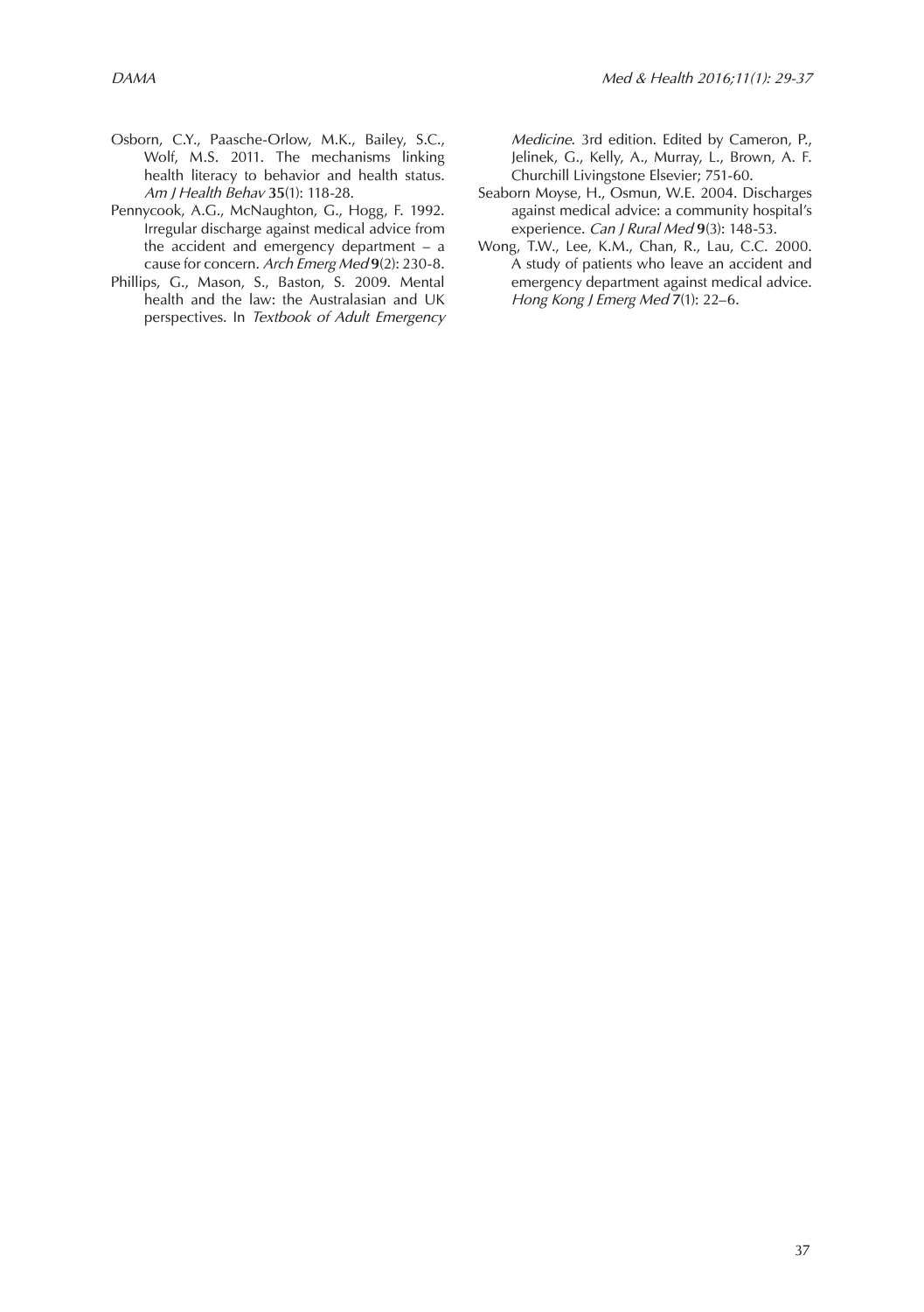Osborn, C.Y., Paasche-Orlow, M.K., Bailey, S.C., Wolf, M.S. 2011. The mechanisms linking health literacy to behavior and health status. *Am J Health Behav* **35**(1): 118-28.

Pennycook, A.G., McNaughton, G., Hogg, F. 1992. Irregular discharge against medical advice from the accident and emergency department – a cause for concern. *Arch Emerg Med* **9**(2): 230-8.

Phillips, G., Mason, S., Baston, S. 2009. Mental health and the law: the Australasian and UK perspectives. In *Textbook of Adult Emergency Medicine*. 3rd edition. Edited by Cameron, P., Jelinek, G., Kelly, A., Murray, L., Brown, A. F. Churchill Livingstone Elsevier; 751-60.

Seaborn Moyse, H., Osmun, W.E. 2004. Discharges against medical advice: a community hospital's experience. *Can J Rural Med* **9**(3): 148-53.

Wong, T.W., Lee, K.M., Chan, R., Lau, C.C. 2000. A study of patients who leave an accident and emergency department against medical advice. *Hong Kong J Emerg Med* **7**(1): 22–6.